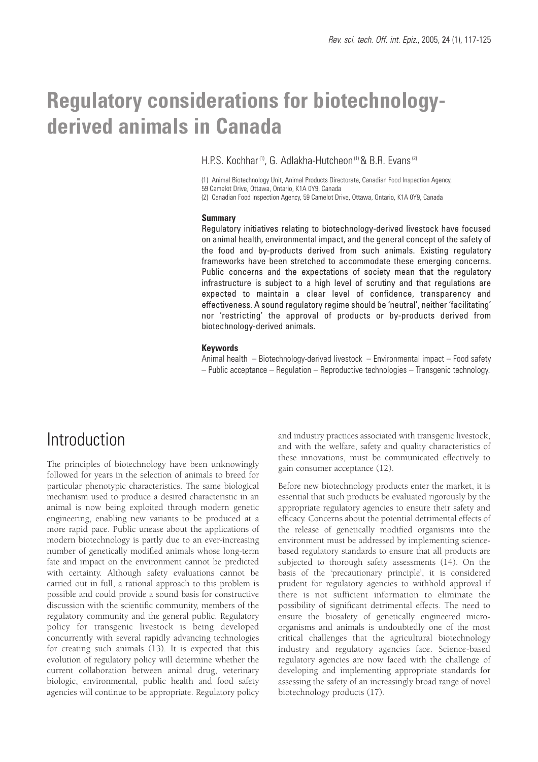# Regulatory considerations for biotechnology-derived animals in Canada

H.P.S. Kochhar [(1)], G. Adlakha-Hutcheon [(1)] & B.R. Evans [(2)]

(1) Animal Biotechnology Unit, Animal Products Directorate, Canadian Food Inspection Agency, 59 Camelot Drive, Ottawa, Ontario, K1A 0Y9, Canada

(2) Canadian Food Inspection Agency, 59 Camelot Drive, Ottawa, Ontario, K1A 0Y9, Canada

### Summary

Regulatory initiatives relating to biotechnology-derived livestock have focused on animal health, environmental impact, and the general concept of the safety of the food and by-products derived from such animals. Existing regulatory frameworks have been stretched to accommodate these emerging concerns. Public concerns and the expectations of society mean that the regulatory infrastructure is subject to a high level of scrutiny and that regulations are expected to maintain a clear level of confidence, transparency and effectiveness. A sound regulatory regime should be 'neutral', neither 'facilitating' nor 'restricting' the approval of products or by-products derived from biotechnology-derived animals.

### Keywords

Animal health – Biotechnology-derived livestock – Environmental impact – Food safety – Public acceptance – Regulation – Reproductive technologies – Transgenic technology.

## Introduction

The principles of biotechnology have been unknowingly followed for years in the selection of animals to breed for particular phenotypic characteristics. The same biological mechanism used to produce a desired characteristic in an animal is now being exploited through modern genetic engineering, enabling new variants to be produced at a more rapid pace. Public unease about the applications of modern biotechnology is partly due to an ever-increasing number of genetically modified animals whose long-term fate and impact on the environment cannot be predicted with certainty. Although safety evaluations cannot be carried out in full, a rational approach to this problem is possible and could provide a sound basis for constructive discussion with the scientific community, members of the regulatory community and the general public. Regulatory policy for transgenic livestock is being developed concurrently with several rapidly advancing technologies for creating such animals (13). It is expected that this evolution of regulatory policy will determine whether the current collaboration between animal drug, veterinary biologic, environmental, public health and food safety agencies will continue to be appropriate. Regulatory policy and industry practices associated with transgenic livestock, and with the welfare, safety and quality characteristics of these innovations, must be communicated effectively to gain consumer acceptance (12).

Before new biotechnology products enter the market, it is essential that such products be evaluated rigorously by the appropriate regulatory agencies to ensure their safety and efficacy. Concerns about the potential detrimental effects of the release of genetically modified organisms into the environment must be addressed by implementing science-based regulatory standards to ensure that all products are subjected to thorough safety assessments (14). On the basis of the 'precautionary principle', it is considered prudent for regulatory agencies to withhold approval if there is not sufficient information to eliminate the possibility of significant detrimental effects. The need to ensure the biosafety of genetically engineered micro-organisms and animals is undoubtedly one of the most critical challenges that the agricultural biotechnology industry and regulatory agencies face. Science-based regulatory agencies are now faced with the challenge of developing and implementing appropriate standards for assessing the safety of an increasingly broad range of novel biotechnology products (17).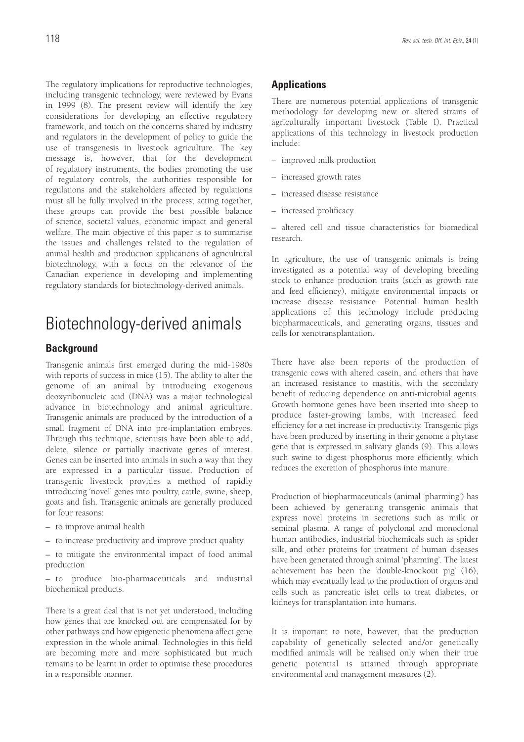The regulatory implications for reproductive technologies, including transgenic technology, were reviewed by Evans in 1999 (8). The present review will identify the key considerations for developing an effective regulatory framework, and touch on the concerns shared by industry and regulators in the development of policy to guide the use of transgenesis in livestock agriculture. The key message is, however, that for the development of regulatory instruments, the bodies promoting the use of regulatory controls, the authorities responsible for regulations and the stakeholders affected by regulations must all be fully involved in the process; acting together, these groups can provide the best possible balance of science, societal values, economic impact and general welfare. The main objective of this paper is to summarise the issues and challenges related to the regulation of animal health and production applications of agricultural biotechnology, with a focus on the relevance of the Canadian experience in developing and implementing regulatory standards for biotechnology-derived animals.

# Biotechnology-derived animals

## Background

Transgenic animals first emerged during the mid-1980s with reports of success in mice (15). The ability to alter the genome of an animal by introducing exogenous deoxyribonucleic acid (DNA) was a major technological advance in biotechnology and animal agriculture. Transgenic animals are produced by the introduction of a small fragment of DNA into pre-implantation embryos. Through this technique, scientists have been able to add, delete, silence or partially inactivate genes of interest. Genes can be inserted into animals in such a way that they are expressed in a particular tissue. Production of transgenic livestock provides a method of rapidly introducing 'novel' genes into poultry, cattle, swine, sheep, goats and fish. Transgenic animals are generally produced for four reasons:

– to improve animal health

– to increase productivity and improve product quality

– to mitigate the environmental impact of food animal production

– to produce bio-pharmaceuticals and industrial biochemical products.

There is a great deal that is not yet understood, including how genes that are knocked out are compensated for by other pathways and how epigenetic phenomena affect gene expression in the whole animal. Technologies in this field are becoming more and more sophisticated but much remains to be learnt in order to optimise these procedures in a responsible manner.

## Applications

There are numerous potential applications of transgenic methodology for developing new or altered strains of agriculturally important livestock (Table I). Practical applications of this technology in livestock production include:

– improved milk production

– increased growth rates

– increased disease resistance

– increased prolificacy

– altered cell and tissue characteristics for biomedical research.

In agriculture, the use of transgenic animals is being investigated as a potential way of developing breeding stock to enhance production traits (such as growth rate and feed efficiency), mitigate environmental impacts or increase disease resistance. Potential human health applications of this technology include producing biopharmaceuticals, and generating organs, tissues and cells for xenotransplantation.

There have also been reports of the production of transgenic cows with altered casein, and others that have an increased resistance to mastitis, with the secondary benefit of reducing dependence on anti-microbial agents. Growth hormone genes have been inserted into sheep to produce faster-growing lambs, with increased feed efficiency for a net increase in productivity. Transgenic pigs have been produced by inserting in their genome a phytase gene that is expressed in salivary glands (9). This allows such swine to digest phosphorus more efficiently, which reduces the excretion of phosphorus into manure.

Production of biopharmaceuticals (animal 'pharming') has been achieved by generating transgenic animals that express novel proteins in secretions such as milk or seminal plasma. A range of polyclonal and monoclonal human antibodies, industrial biochemicals such as spider silk, and other proteins for treatment of human diseases have been generated through animal 'pharming'. The latest achievement has been the 'double-knockout pig' (16), which may eventually lead to the production of organs and cells such as pancreatic islet cells to treat diabetes, or kidneys for transplantation into humans.

It is important to note, however, that the production capability of genetically selected and/or genetically modified animals will be realised only when their true genetic potential is attained through appropriate environmental and management measures (2).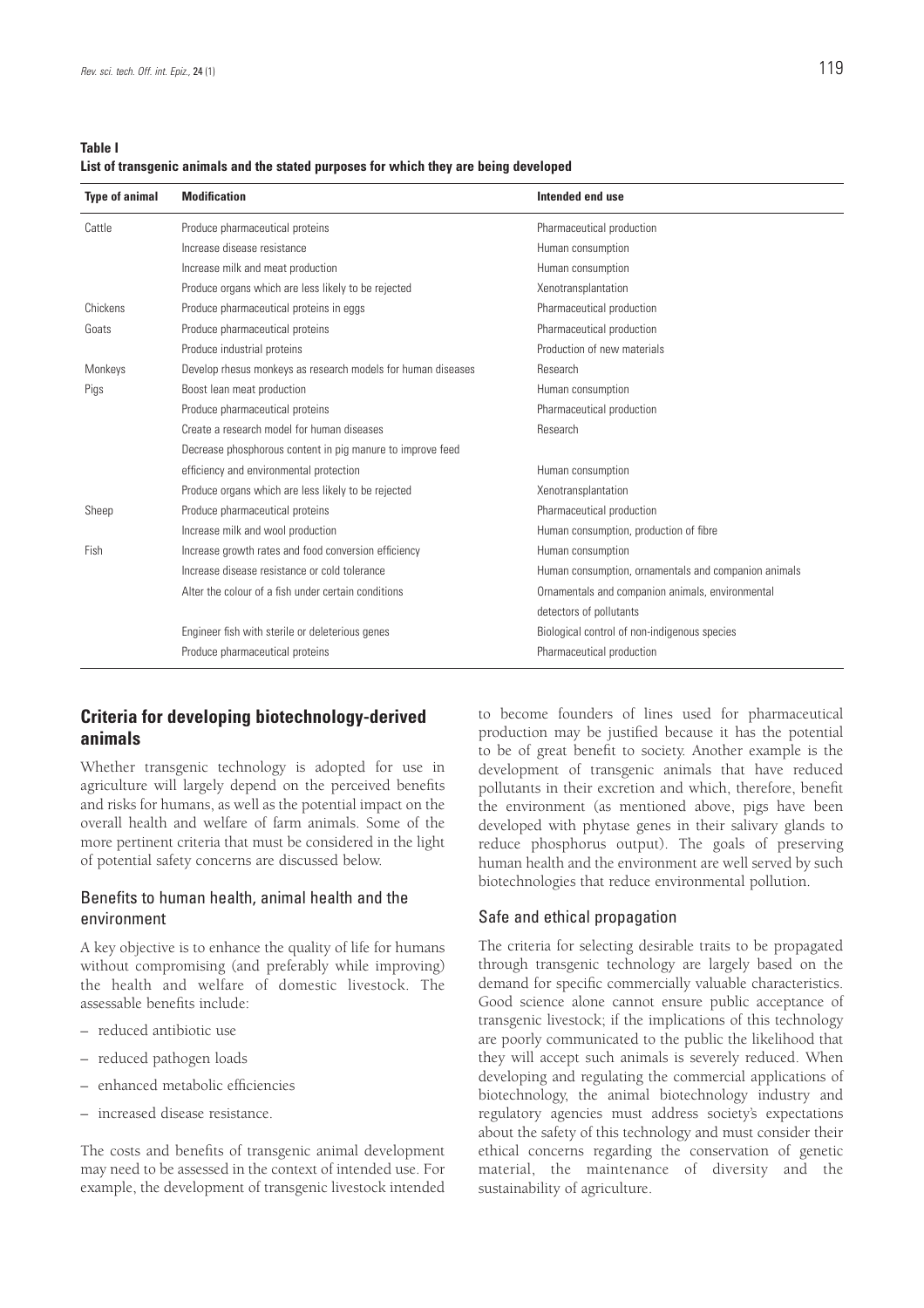**Table I**
**List of transgenic animals and the stated purposes for which they are being developed**

| Type of animal | Modification | Intended end use |
|---|---|---|
| Cattle | Produce pharmaceutical proteins | Pharmaceutical production |
| | Increase disease resistance | Human consumption |
| | Increase milk and meat production | Human consumption |
| | Produce organs which are less likely to be rejected | Xenotransplantation |
| Chickens | Produce pharmaceutical proteins in eggs | Pharmaceutical production |
| Goats | Produce pharmaceutical proteins | Pharmaceutical production |
| | Produce industrial proteins | Production of new materials |
| Monkeys | Develop rhesus monkeys as research models for human diseases | Research |
| Pigs | Boost lean meat production | Human consumption |
| | Produce pharmaceutical proteins | Pharmaceutical production |
| | Create a research model for human diseases | Research |
| | Decrease phosphorous content in pig manure to improve feed efficiency and environmental protection | Human consumption |
| | Produce organs which are less likely to be rejected | Xenotransplantation |
| Sheep | Produce pharmaceutical proteins | Pharmaceutical production |
| | Increase milk and wool production | Human consumption, production of fibre |
| Fish | Increase growth rates and food conversion efficiency | Human consumption |
| | Increase disease resistance or cold tolerance | Human consumption, ornamentals and companion animals |
| | Alter the colour of a fish under certain conditions | Ornamentals and companion animals, environmental detectors of pollutants |
| | Engineer fish with sterile or deleterious genes | Biological control of non-indigenous species |
| | Produce pharmaceutical proteins | Pharmaceutical production |

## Criteria for developing biotechnology-derived animals

Whether transgenic technology is adopted for use in agriculture will largely depend on the perceived benefits and risks for humans, as well as the potential impact on the overall health and welfare of farm animals. Some of the more pertinent criteria that must be considered in the light of potential safety concerns are discussed below.

### Benefits to human health, animal health and the environment

A key objective is to enhance the quality of life for humans without compromising (and preferably while improving) the health and welfare of domestic livestock. The assessable benefits include:

– reduced antibiotic use

– reduced pathogen loads

– enhanced metabolic efficiencies

– increased disease resistance.

The costs and benefits of transgenic animal development may need to be assessed in the context of intended use. For example, the development of transgenic livestock intended to become founders of lines used for pharmaceutical production may be justified because it has the potential to be of great benefit to society. Another example is the development of transgenic animals that have reduced pollutants in their excretion and which, therefore, benefit the environment (as mentioned above, pigs have been developed with phytase genes in their salivary glands to reduce phosphorus output). The goals of preserving human health and the environment are well served by such biotechnologies that reduce environmental pollution.

### Safe and ethical propagation

The criteria for selecting desirable traits to be propagated through transgenic technology are largely based on the demand for specific commercially valuable characteristics. Good science alone cannot ensure public acceptance of transgenic livestock; if the implications of this technology are poorly communicated to the public the likelihood that they will accept such animals is severely reduced. When developing and regulating the commercial applications of biotechnology, the animal biotechnology industry and regulatory agencies must address society's expectations about the safety of this technology and must consider their ethical concerns regarding the conservation of genetic material, the maintenance of diversity and the sustainability of agriculture.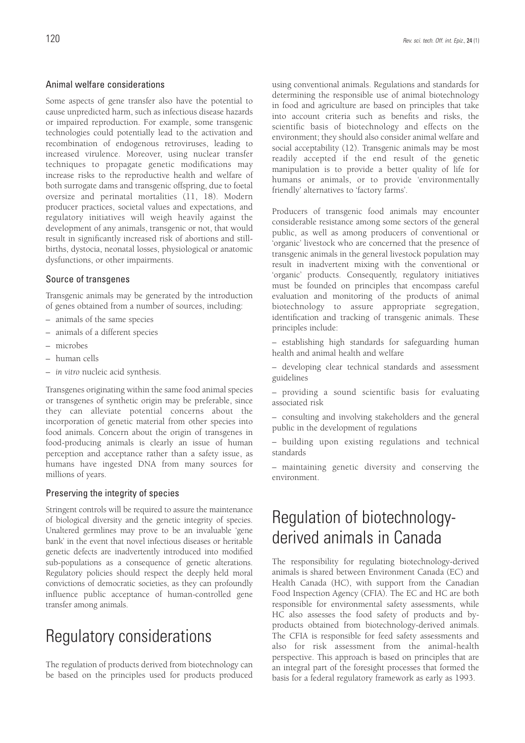### Animal welfare considerations

Some aspects of gene transfer also have the potential to cause unpredicted harm, such as infectious disease hazards or impaired reproduction. For example, some transgenic technologies could potentially lead to the activation and recombination of endogenous retroviruses, leading to increased virulence. Moreover, using nuclear transfer techniques to propagate genetic modifications may increase risks to the reproductive health and welfare of both surrogate dams and transgenic offspring, due to foetal oversize and perinatal mortalities (11, 18). Modern producer practices, societal values and expectations, and regulatory initiatives will weigh heavily against the development of any animals, transgenic or not, that would result in significantly increased risk of abortions and still-births, dystocia, neonatal losses, physiological or anatomic dysfunctions, or other impairments.

### Source of transgenes

Transgenic animals may be generated by the introduction of genes obtained from a number of sources, including:

– animals of the same species

– animals of a different species

– microbes

– human cells

– *in vitro* nucleic acid synthesis.

Transgenes originating within the same food animal species or transgenes of synthetic origin may be preferable, since they can alleviate potential concerns about the incorporation of genetic material from other species into food animals. Concern about the origin of transgenes in food-producing animals is clearly an issue of human perception and acceptance rather than a safety issue, as humans have ingested DNA from many sources for millions of years.

### Preserving the integrity of species

Stringent controls will be required to assure the maintenance of biological diversity and the genetic integrity of species. Unaltered germlines may prove to be an invaluable 'gene bank' in the event that novel infectious diseases or heritable genetic defects are inadvertently introduced into modified sub-populations as a consequence of genetic alterations. Regulatory policies should respect the deeply held moral convictions of democratic societies, as they can profoundly influence public acceptance of human-controlled gene transfer among animals.

## Regulatory considerations

The regulation of products derived from biotechnology can be based on the principles used for products produced using conventional animals. Regulations and standards for determining the responsible use of animal biotechnology in food and agriculture are based on principles that take into account criteria such as benefits and risks, the scientific basis of biotechnology and effects on the environment; they should also consider animal welfare and social acceptability (12). Transgenic animals may be most readily accepted if the end result of the genetic manipulation is to provide a better quality of life for humans or animals, or to provide 'environmentally friendly' alternatives to 'factory farms'.

Producers of transgenic food animals may encounter considerable resistance among some sectors of the general public, as well as among producers of conventional or 'organic' livestock who are concerned that the presence of transgenic animals in the general livestock population may result in inadvertent mixing with the conventional or 'organic' products. Consequently, regulatory initiatives must be founded on principles that encompass careful evaluation and monitoring of the products of animal biotechnology to assure appropriate segregation, identification and tracking of transgenic animals. These principles include:

– establishing high standards for safeguarding human health and animal health and welfare

– developing clear technical standards and assessment guidelines

– providing a sound scientific basis for evaluating associated risk

– consulting and involving stakeholders and the general public in the development of regulations

– building upon existing regulations and technical standards

– maintaining genetic diversity and conserving the environment.

## Regulation of biotechnology-derived animals in Canada

The responsibility for regulating biotechnology-derived animals is shared between Environment Canada (EC) and Health Canada (HC), with support from the Canadian Food Inspection Agency (CFIA). The EC and HC are both responsible for environmental safety assessments, while HC also assesses the food safety of products and by-products obtained from biotechnology-derived animals. The CFIA is responsible for feed safety assessments and also for risk assessment from the animal-health perspective. This approach is based on principles that are an integral part of the foresight processes that formed the basis for a federal regulatory framework as early as 1993.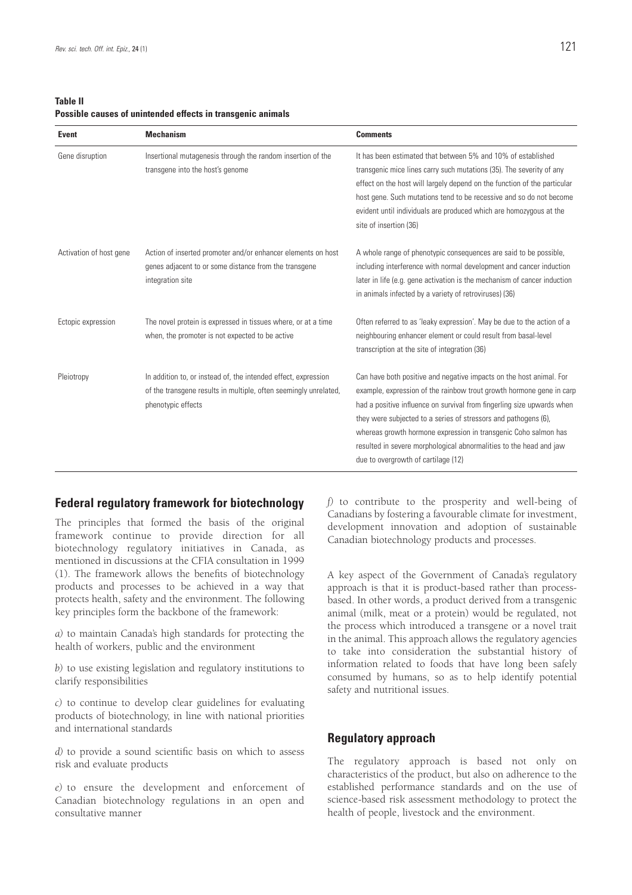**Table II**
**Possible causes of unintended effects in transgenic animals**

| Event | Mechanism | Comments |
|---|---|---|
| Gene disruption | Insertional mutagenesis through the random insertion of the transgene into the host's genome | It has been estimated that between 5% and 10% of established transgenic mice lines carry such mutations (35). The severity of any effect on the host will largely depend on the function of the particular host gene. Such mutations tend to be recessive and so do not become evident until individuals are produced which are homozygous at the site of insertion (36) |
| Activation of host gene | Action of inserted promoter and/or enhancer elements on host genes adjacent to or some distance from the transgene integration site | A whole range of phenotypic consequences are said to be possible, including interference with normal development and cancer induction later in life (e.g. gene activation is the mechanism of cancer induction in animals infected by a variety of retroviruses) (36) |
| Ectopic expression | The novel protein is expressed in tissues where, or at a time when, the promoter is not expected to be active | Often referred to as 'leaky expression'. May be due to the action of a neighbouring enhancer element or could result from basal-level transcription at the site of integration (36) |
| Pleiotropy | In addition to, or instead of, the intended effect, expression of the transgene results in multiple, often seemingly unrelated, phenotypic effects | Can have both positive and negative impacts on the host animal. For example, expression of the rainbow trout growth hormone gene in carp had a positive influence on survival from fingerling size upwards when they were subjected to a series of stressors and pathogens (6), whereas growth hormone expression in transgenic Coho salmon has resulted in severe morphological abnormalities to the head and jaw due to overgrowth of cartilage (12) |

## Federal regulatory framework for biotechnology

The principles that formed the basis of the original framework continue to provide direction for all biotechnology regulatory initiatives in Canada, as mentioned in discussions at the CFIA consultation in 1999 (1). The framework allows the benefits of biotechnology products and processes to be achieved in a way that protects health, safety and the environment. The following key principles form the backbone of the framework:

*a)* to maintain Canada's high standards for protecting the health of workers, public and the environment

*b)* to use existing legislation and regulatory institutions to clarify responsibilities

*c)* to continue to develop clear guidelines for evaluating products of biotechnology, in line with national priorities and international standards

*d)* to provide a sound scientific basis on which to assess risk and evaluate products

*e)* to ensure the development and enforcement of Canadian biotechnology regulations in an open and consultative manner

*f)* to contribute to the prosperity and well-being of Canadians by fostering a favourable climate for investment, development innovation and adoption of sustainable Canadian biotechnology products and processes.

A key aspect of the Government of Canada's regulatory approach is that it is product-based rather than process-based. In other words, a product derived from a transgenic animal (milk, meat or a protein) would be regulated, not the process which introduced a transgene or a novel trait in the animal. This approach allows the regulatory agencies to take into consideration the substantial history of information related to foods that have long been safely consumed by humans, so as to help identify potential safety and nutritional issues.

## Regulatory approach

The regulatory approach is based not only on characteristics of the product, but also on adherence to the established performance standards and on the use of science-based risk assessment methodology to protect the health of people, livestock and the environment.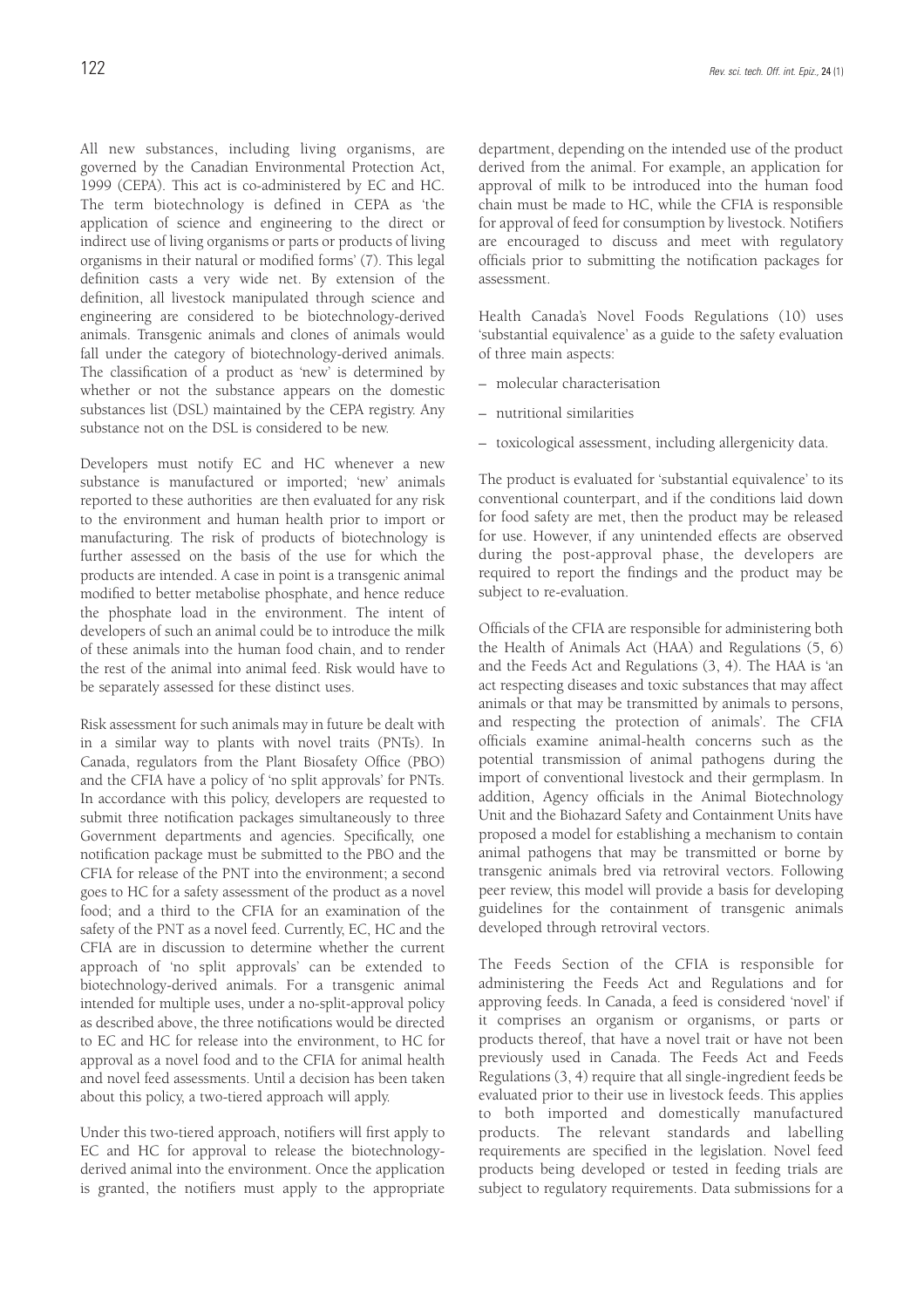All new substances, including living organisms, are governed by the Canadian Environmental Protection Act, 1999 (CEPA). This act is co-administered by EC and HC. The term biotechnology is defined in CEPA as 'the application of science and engineering to the direct or indirect use of living organisms or parts or products of living organisms in their natural or modified forms' (7). This legal definition casts a very wide net. By extension of the definition, all livestock manipulated through science and engineering are considered to be biotechnology-derived animals. Transgenic animals and clones of animals would fall under the category of biotechnology-derived animals. The classification of a product as 'new' is determined by whether or not the substance appears on the domestic substances list (DSL) maintained by the CEPA registry. Any substance not on the DSL is considered to be new.

Developers must notify EC and HC whenever a new substance is manufactured or imported; 'new' animals reported to these authorities are then evaluated for any risk to the environment and human health prior to import or manufacturing. The risk of products of biotechnology is further assessed on the basis of the use for which the products are intended. A case in point is a transgenic animal modified to better metabolise phosphate, and hence reduce the phosphate load in the environment. The intent of developers of such an animal could be to introduce the milk of these animals into the human food chain, and to render the rest of the animal into animal feed. Risk would have to be separately assessed for these distinct uses.

Risk assessment for such animals may in future be dealt with in a similar way to plants with novel traits (PNTs). In Canada, regulators from the Plant Biosafety Office (PBO) and the CFIA have a policy of 'no split approvals' for PNTs. In accordance with this policy, developers are requested to submit three notification packages simultaneously to three Government departments and agencies. Specifically, one notification package must be submitted to the PBO and the CFIA for release of the PNT into the environment; a second goes to HC for a safety assessment of the product as a novel food; and a third to the CFIA for an examination of the safety of the PNT as a novel feed. Currently, EC, HC and the CFIA are in discussion to determine whether the current approach of 'no split approvals' can be extended to biotechnology-derived animals. For a transgenic animal intended for multiple uses, under a no-split-approval policy as described above, the three notifications would be directed to EC and HC for release into the environment, to HC for approval as a novel food and to the CFIA for animal health and novel feed assessments. Until a decision has been taken about this policy, a two-tiered approach will apply.

Under this two-tiered approach, notifiers will first apply to EC and HC for approval to release the biotechnology-derived animal into the environment. Once the application is granted, the notifiers must apply to the appropriate department, depending on the intended use of the product derived from the animal. For example, an application for approval of milk to be introduced into the human food chain must be made to HC, while the CFIA is responsible for approval of feed for consumption by livestock. Notifiers are encouraged to discuss and meet with regulatory officials prior to submitting the notification packages for assessment.

Health Canada's Novel Foods Regulations (10) uses 'substantial equivalence' as a guide to the safety evaluation of three main aspects:

– molecular characterisation

– nutritional similarities

– toxicological assessment, including allergenicity data.

The product is evaluated for 'substantial equivalence' to its conventional counterpart, and if the conditions laid down for food safety are met, then the product may be released for use. However, if any unintended effects are observed during the post-approval phase, the developers are required to report the findings and the product may be subject to re-evaluation.

Officials of the CFIA are responsible for administering both the Health of Animals Act (HAA) and Regulations (5, 6) and the Feeds Act and Regulations (3, 4). The HAA is 'an act respecting diseases and toxic substances that may affect animals or that may be transmitted by animals to persons, and respecting the protection of animals'. The CFIA officials examine animal-health concerns such as the potential transmission of animal pathogens during the import of conventional livestock and their germplasm. In addition, Agency officials in the Animal Biotechnology Unit and the Biohazard Safety and Containment Units have proposed a model for establishing a mechanism to contain animal pathogens that may be transmitted or borne by transgenic animals bred via retroviral vectors. Following peer review, this model will provide a basis for developing guidelines for the containment of transgenic animals developed through retroviral vectors.

The Feeds Section of the CFIA is responsible for administering the Feeds Act and Regulations and for approving feeds. In Canada, a feed is considered 'novel' if it comprises an organism or organisms, or parts or products thereof, that have a novel trait or have not been previously used in Canada. The Feeds Act and Feeds Regulations (3, 4) require that all single-ingredient feeds be evaluated prior to their use in livestock feeds. This applies to both imported and domestically manufactured products. The relevant standards and labelling requirements are specified in the legislation. Novel feed products being developed or tested in feeding trials are subject to regulatory requirements. Data submissions for a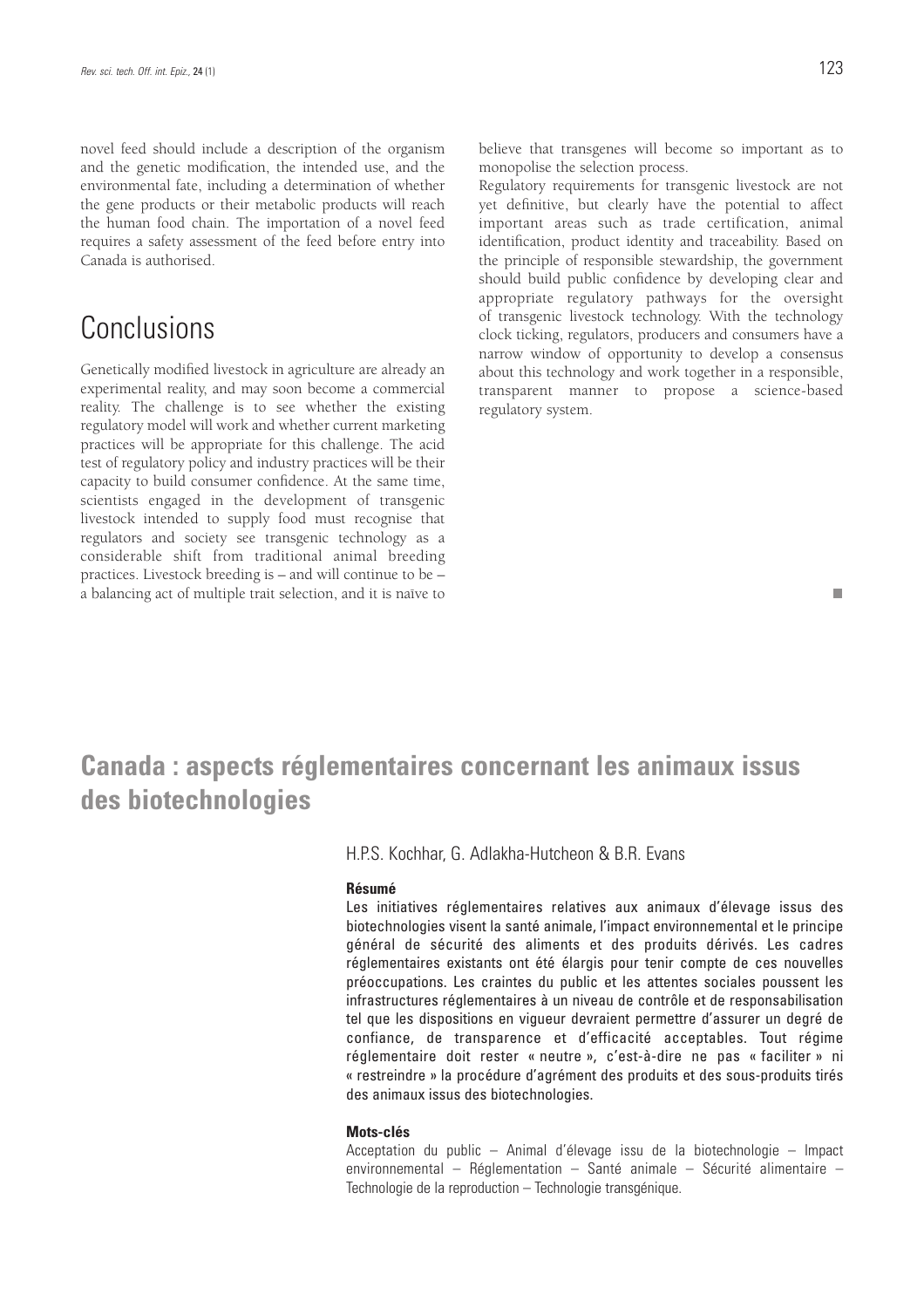novel feed should include a description of the organism and the genetic modification, the intended use, and the environmental fate, including a determination of whether the gene products or their metabolic products will reach the human food chain. The importation of a novel feed requires a safety assessment of the feed before entry into Canada is authorised.

## Conclusions

Genetically modified livestock in agriculture are already an experimental reality, and may soon become a commercial reality. The challenge is to see whether the existing regulatory model will work and whether current marketing practices will be appropriate for this challenge. The acid test of regulatory policy and industry practices will be their capacity to build consumer confidence. At the same time, scientists engaged in the development of transgenic livestock intended to supply food must recognise that regulators and society see transgenic technology as a considerable shift from traditional animal breeding practices. Livestock breeding is – and will continue to be – a balancing act of multiple trait selection, and it is naïve to believe that transgenes will become so important as to monopolise the selection process.

Regulatory requirements for transgenic livestock are not yet definitive, but clearly have the potential to affect important areas such as trade certification, animal identification, product identity and traceability. Based on the principle of responsible stewardship, the government should build public confidence by developing clear and appropriate regulatory pathways for the oversight of transgenic livestock technology. With the technology clock ticking, regulators, producers and consumers have a narrow window of opportunity to develop a consensus about this technology and work together in a responsible, transparent manner to propose a science-based regulatory system.

■

# Canada : aspects réglementaires concernant les animaux issus des biotechnologies

H.P.S. Kochhar, G. Adlakha-Hutcheon & B.R. Evans

#### Résumé

Les initiatives réglementaires relatives aux animaux d'élevage issus des biotechnologies visent la santé animale, l'impact environnemental et le principe général de sécurité des aliments et des produits dérivés. Les cadres réglementaires existants ont été élargis pour tenir compte de ces nouvelles préoccupations. Les craintes du public et les attentes sociales poussent les infrastructures réglementaires à un niveau de contrôle et de responsabilisation tel que les dispositions en vigueur devraient permettre d'assurer un degré de confiance, de transparence et d'efficacité acceptables. Tout régime réglementaire doit rester « neutre », c'est-à-dire ne pas « faciliter » ni « restreindre » la procédure d'agrément des produits et des sous-produits tirés des animaux issus des biotechnologies.

#### Mots-clés

Acceptation du public – Animal d'élevage issu de la biotechnologie – Impact environnemental – Réglementation – Santé animale – Sécurité alimentaire – Technologie de la reproduction – Technologie transgénique.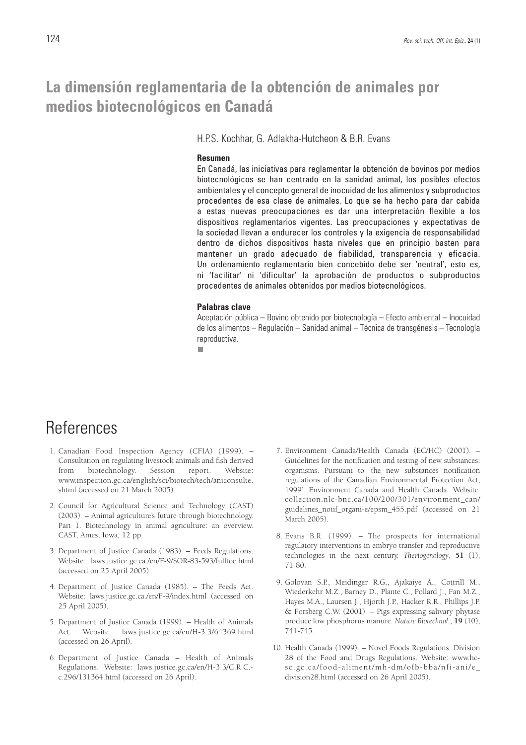# La dimensión reglamentaria de la obtención de animales por medios biotecnológicos en Canadá

H.P.S. Kochhar, G. Adlakha-Hutcheon & B.R. Evans

### Resumen

En Canadá, las iniciativas para reglamentar la obtención de bovinos por medios biotecnológicos se han centrado en la sanidad animal, los posibles efectos ambientales y el concepto general de inocuidad de los alimentos y subproductos procedentes de esa clase de animales. Lo que se ha hecho para dar cabida a estas nuevas preocupaciones es dar una interpretación flexible a los dispositivos reglamentarios vigentes. Las preocupaciones y expectativas de la sociedad llevan a endurecer los controles y la exigencia de responsabilidad dentro de dichos dispositivos hasta niveles que en principio basten para mantener un grado adecuado de fiabilidad, transparencia y eficacia. Un ordenamiento reglamentario bien concebido debe ser 'neutral', esto es, ni 'facilitar' ni 'dificultar' la aprobación de productos o subproductos procedentes de animales obtenidos por medios biotecnológicos.

### Palabras clave

Aceptación pública – Bovino obtenido por biotecnología – Efecto ambiental – Inocuidad de los alimentos – Regulación – Sanidad animal – Técnica de transgénesis – Tecnología reproductiva.

# References

1. Canadian Food Inspection Agency (CFIA) (1999). – Consultation on regulating livestock animals and fish derived from biotechnology. Session report. Website: www.inspection.gc.ca/english/sci/biotech/tech/aniconsulte.shtml (accessed on 21 March 2005).
2. Council for Agricultural Science and Technology (CAST) (2003). – Animal agriculture's future through biotechnology. Part 1. Biotechnology in animal agriculture: an overview. CAST, Ames, Iowa, 12 pp.
3. Department of Justice Canada (1983). – Feeds Regulations. Website: laws.justice.gc.ca./en/F-9/SOR-83-593/fulltoc.html (accessed on 25 April 2005).
4. Department of Justice Canada (1985). – The Feeds Act. Website: laws.justice.gc.ca./en/F-9/index.html (accessed on 25 April 2005).
5. Department of Justice Canada (1999). – Health of Animals Act. Website: laws.justice.gc.ca/en/H-3.3/64369.html (accessed on 26 April).
6. Department of Justice Canada – Health of Animals Regulations. Website: laws.justice.gc.ca/en/H-3.3/C.R.C.-c.296/131364.html (accessed on 26 April).
7. Environment Canada/Health Canada (EC/HC) (2001). – Guidelines for the notification and testing of new substances: organisms. Pursuant to 'the new substances notification regulations of the Canadian Environmental Protection Act, 1999'. Environment Canada and Health Canada. Website: collection.nlc-bnc.ca/100/200/301/environment_can/guidelines_notif_organi-e/epsm_455.pdf (accessed on 21 March 2005).
8. Evans B.R. (1999). – The prospects for international regulatory interventions in embryo transfer and reproductive technologies in the next century. *Theriogenology*, **51** (1), 71-80.
9. Golovan S.P., Meidinger R.G., Ajakaiye A., Cottrill M., Wiederkehr M.Z., Barney D., Plante C., Pollard J., Fan M.Z., Hayes M.A., Laursen J., Hjorth J.P., Hacker R.R., Phillips J.P. & Forsberg C.W. (2001). – Pigs expressing salivary phytase produce low phosphorus manure. *Nature Biotechnol.*, **19** (10), 741-745.
10. Health Canada (1999). – Novel Foods Regulations. Division 28 of the Food and Drugs Regulations. Website: www.hc-sc.gc.ca/food-aliment/mh-dm/ofb-bba/nfi-ani/e_division28.html (accessed on 26 April 2005).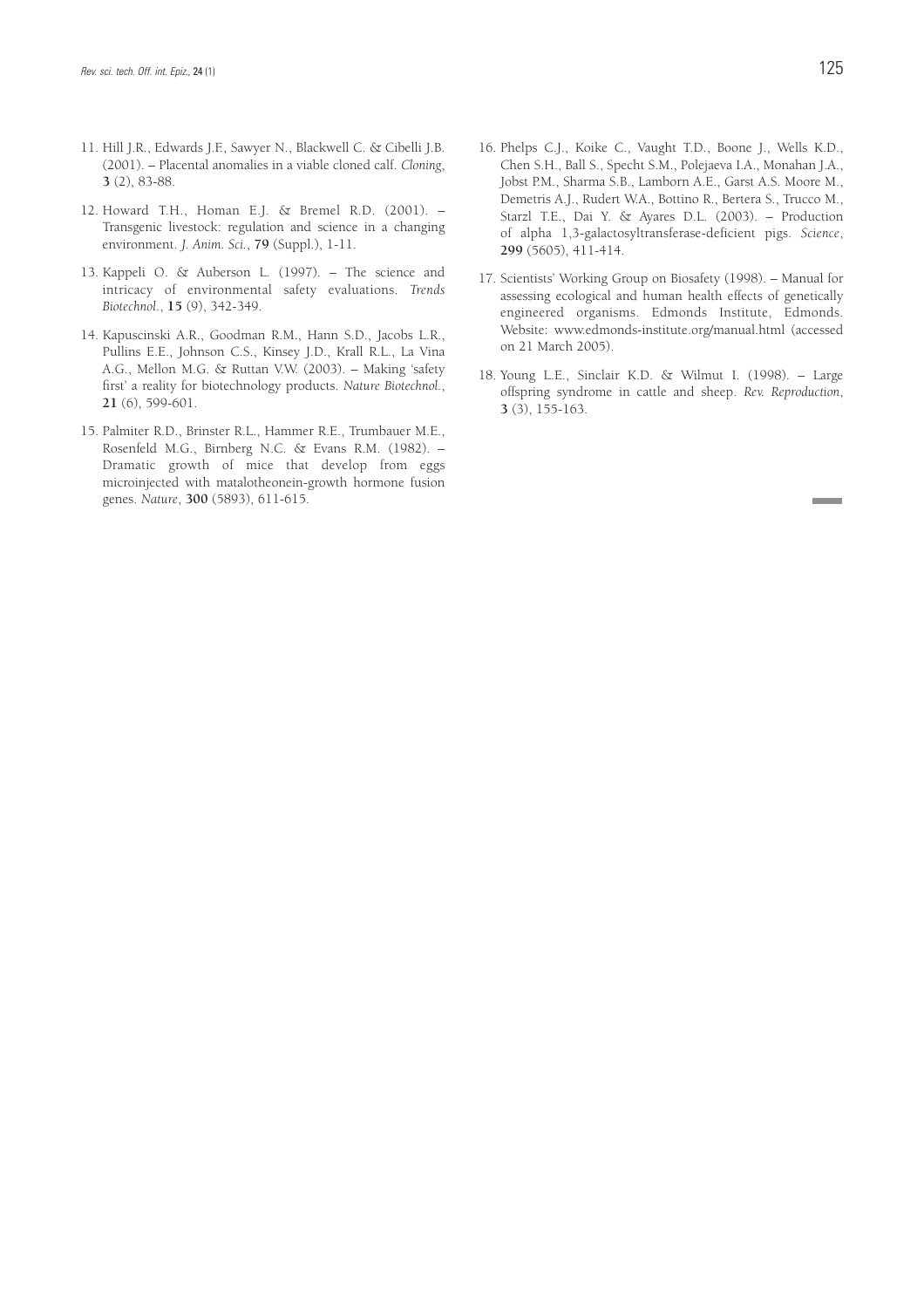11. Hill J.R., Edwards J.F., Sawyer N., Blackwell C. & Cibelli J.B. (2001). – Placental anomalies in a viable cloned calf. *Cloning*, **3** (2), 83-88.

12. Howard T.H., Homan E.J. & Bremel R.D. (2001). – Transgenic livestock: regulation and science in a changing environment. *J. Anim. Sci.*, **79** (Suppl.), 1-11.

13. Kappeli O. & Auberson L. (1997). – The science and intricacy of environmental safety evaluations. *Trends Biotechnol.*, **15** (9), 342-349.

14. Kapuscinski A.R., Goodman R.M., Hann S.D., Jacobs L.R., Pullins E.E., Johnson C.S., Kinsey J.D., Krall R.L., La Vina A.G., Mellon M.G. & Ruttan V.W. (2003). – Making 'safety first' a reality for biotechnology products. *Nature Biotechnol.*, **21** (6), 599-601.

15. Palmiter R.D., Brinster R.L., Hammer R.E., Trumbauer M.E., Rosenfeld M.G., Birnberg N.C. & Evans R.M. (1982). – Dramatic growth of mice that develop from eggs microinjected with matalotheonein-growth hormone fusion genes. *Nature*, **300** (5893), 611-615.

16. Phelps C.J., Koike C., Vaught T.D., Boone J., Wells K.D., Chen S.H., Ball S., Specht S.M., Polejaeva I.A., Monahan J.A., Jobst P.M., Sharma S.B., Lamborn A.E., Garst A.S. Moore M., Demetris A.J., Rudert W.A., Bottino R., Bertera S., Trucco M., Starzl T.E., Dai Y. & Ayares D.L. (2003). – Production of alpha 1,3-galactosyltransferase-deficient pigs. *Science*, **299** (5605), 411-414.

17. Scientists' Working Group on Biosafety (1998). – Manual for assessing ecological and human health effects of genetically engineered organisms. Edmonds Institute, Edmonds. Website: www.edmonds-institute.org/manual.html (accessed on 21 March 2005).

18. Young L.E., Sinclair K.D. & Wilmut I. (1998). – Large offspring syndrome in cattle and sheep. *Rev. Reproduction*, **3** (3), 155-163.